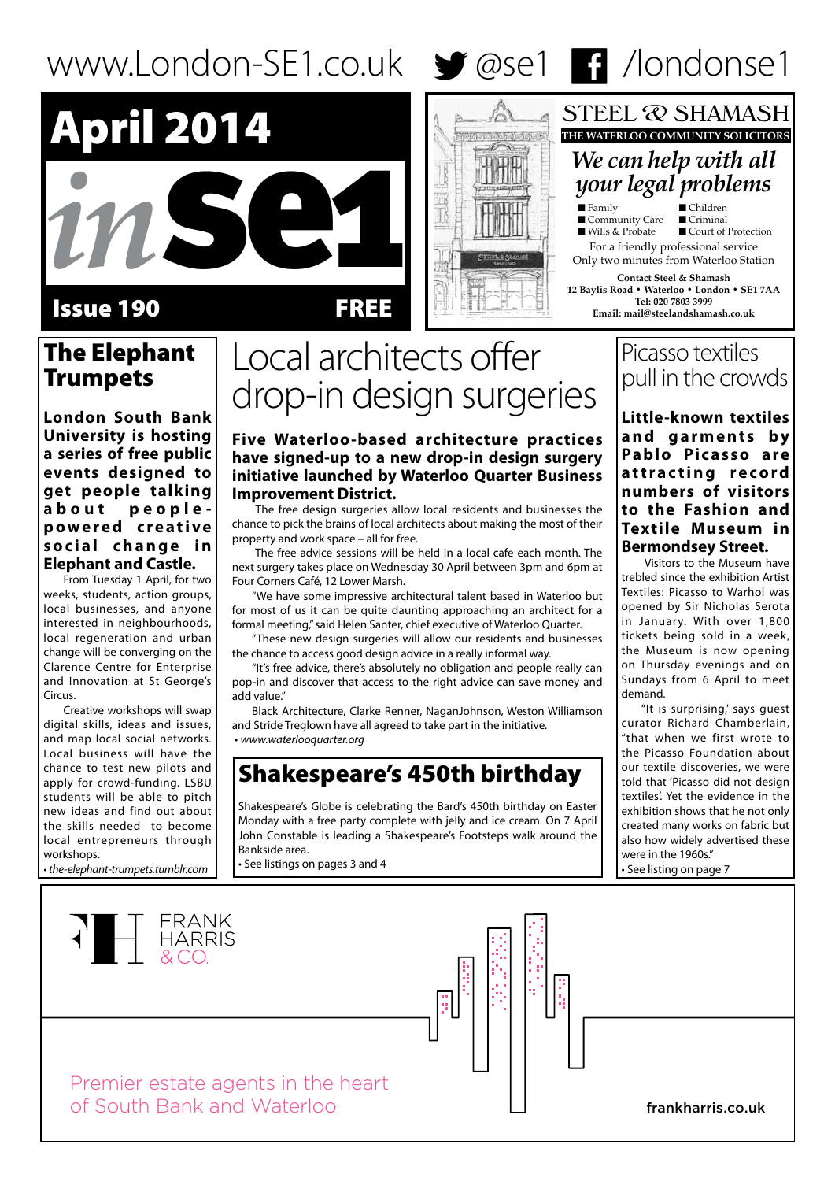www.London-SE1.co.uk @se1 /londonse1

# April 2014 in SE1

**Issue 190** **FREE**

STEEL & SHAMASH
THE WATERLOO COMMUNITY SOLICITORS

*We can help with all your legal problems*

- Family
- Children
- Community Care
- Criminal
- Wills & Probate
- Court of Protection

For a friendly professional service
Only two minutes from Waterloo Station

**Contact Steel & Shamash**
**12 Baylis Road • Waterloo • London • SE1 7AA**
**Tel: 020 7803 3999**
**Email: mail@steelandshamash.co.uk**

## The Elephant Trumpets

**London South Bank University is hosting a series of free public events designed to get people talking about people-powered creative social change in Elephant and Castle.**

From Tuesday 1 April, for two weeks, students, action groups, local businesses, and anyone interested in neighbourhoods, local regeneration and urban change will be converging on the Clarence Centre for Enterprise and Innovation at St George's Circus.

Creative workshops will swap digital skills, ideas and issues, and map local social networks. Local business will have the chance to test new pilots and apply for crowd-funding. LSBU students will be able to pitch new ideas and find out about the skills needed to become local entrepreneurs through workshops.

• *the-elephant-trumpets.tumblr.com*

## Local architects offer drop-in design surgeries

**Five Waterloo-based architecture practices have signed-up to a new drop-in design surgery initiative launched by Waterloo Quarter Business Improvement District.**

The free design surgeries allow local residents and businesses the chance to pick the brains of local architects about making the most of their property and work space – all for free.

The free advice sessions will be held in a local cafe each month. The next surgery takes place on Wednesday 30 April between 3pm and 6pm at Four Corners Café, 12 Lower Marsh.

"We have some impressive architectural talent based in Waterloo but for most of us it can be quite daunting approaching an architect for a formal meeting," said Helen Santer, chief executive of Waterloo Quarter.

"These new design surgeries will allow our residents and businesses the chance to access good design advice in a really informal way.

"It's free advice, there's absolutely no obligation and people really can pop-in and discover that access to the right advice can save money and add value."

Black Architecture, Clarke Renner, NaganJohnson, Weston Williamson and Stride Treglown have all agreed to take part in the initiative.

• *www.waterlooquarter.org*

## Shakespeare's 450th birthday

Shakespeare's Globe is celebrating the Bard's 450th birthday on Easter Monday with a free party complete with jelly and ice cream. On 7 April John Constable is leading a Shakespeare's Footsteps walk around the Bankside area.

• See listings on pages 3 and 4

## Picasso textiles pull in the crowds

**Little-known textiles and garments by Pablo Picasso are attracting record numbers of visitors to the Fashion and Textile Museum in Bermondsey Street.**

Visitors to the Museum have trebled since the exhibition Artist Textiles: Picasso to Warhol was opened by Sir Nicholas Serota in January. With over 1,800 tickets being sold in a week, the Museum is now opening on Thursday evenings and on Sundays from 6 April to meet demand.

"It is surprising,' says guest curator Richard Chamberlain, "that when we first wrote to the Picasso Foundation about our textile discoveries, we were told that 'Picasso did not design textiles'. Yet the evidence in the exhibition shows that he not only created many works on fabric but also how widely advertised these were in the 1960s."

• See listing on page 7

FRANK HARRIS & CO.

Premier estate agents in the heart of South Bank and Waterloo

frankharris.co.uk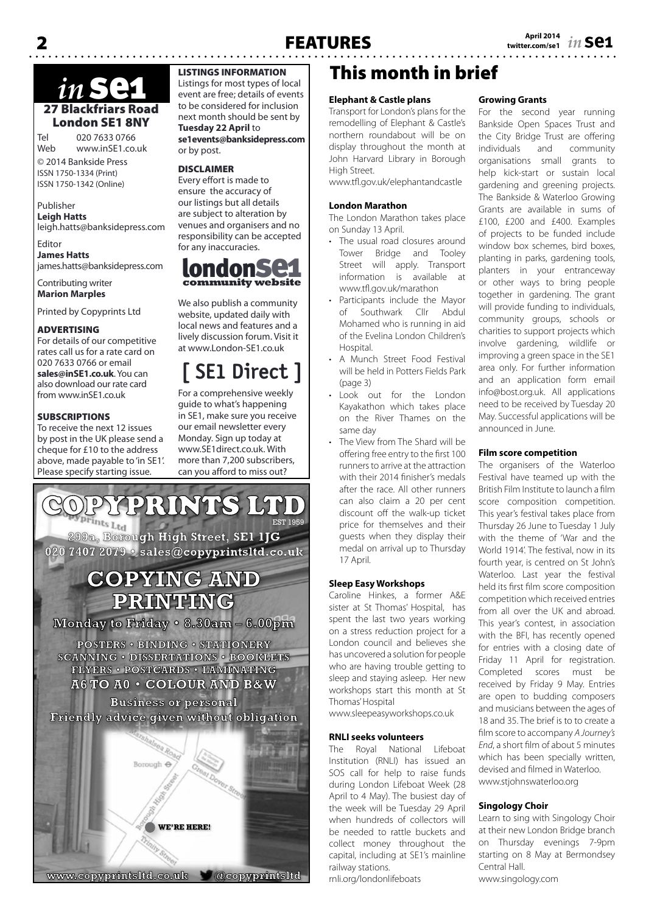# in SE1

**27 Blackfriars Road London SE1 8NY**

Tel 020 7633 0766
Web www.inSE1.co.uk

© 2014 Bankside Press
ISSN 1750-1334 (Print)
ISSN 1750-1342 (Online)

Publisher
**Leigh Hatts**
leigh.hatts@banksidepress.com

Editor
**James Hatts**
james.hatts@banksidepress.com

Contributing writer
**Marion Marples**

Printed by Copyprints Ltd

### ADVERTISING

For details of our competitive rates call us for a rate card on 020 7633 0766 or email **sales@inSE1.co.uk**. You can also download our rate card from www.inSE1.co.uk

### SUBSCRIPTIONS

To receive the next 12 issues by post in the UK please send a cheque for £10 to the address above, made payable to 'in SE1'. Please specify starting issue.

### LISTINGS INFORMATION

Listings for most types of local event are free; details of events to be considered for inclusion next month should be sent by **Tuesday 22 April** to **se1events@banksidepress.com** or by post.

### DISCLAIMER

Every effort is made to ensure the accuracy of our listings but all details are subject to alteration by venues and organisers and no responsibility can be accepted for any inaccuracies.

**londonSE1 community website**

We also publish a community website, updated daily with local news and features and a lively discussion forum. Visit it at www.London-SE1.co.uk

**[ SE1 Direct ]**

For a comprehensive weekly guide to what's happening in SE1, make sure you receive our email newsletter every Monday. Sign up today at www.SE1direct.co.uk. With more than 7,200 subscribers, can you afford to miss out?

**COPYPRINTS LTD** EST 1959

299a, Borough High Street, SE1 1JG
020 7407 2079 • sales@copyprintsltd.co.uk

**COPYING AND PRINTING**

Monday to Friday • 8.30am – 6.00pm

POSTERS • BINDING • STATIONERY
SCANNING • DISSERTATIONS • BOOKLETS
FLYERS • POSTCARDS • LAMINATING
A6 TO A0 • COLOUR AND B&W

Business or personal
Friendly advice given without obligation

WE'RE HERE!

www.copyprintsltd.co.uk @copyprintsltd

# This month in brief

**Elephant & Castle plans**

Transport for London's plans for the remodelling of Elephant & Castle's northern roundabout will be on display throughout the month at John Harvard Library in Borough High Street.
www.tfl.gov.uk/elephantandcastle

**London Marathon**

The London Marathon takes place on Sunday 13 April.

- The usual road closures around Tower Bridge and Tooley Street will apply. Transport information is available at www.tfl.gov.uk/marathon
- Participants include the Mayor of Southwark Cllr Abdul Mohamed who is running in aid of the Evelina London Children's Hospital.
- A Munch Street Food Festival will be held in Potters Fields Park (page 3)
- Look out for the London Kayakathon which takes place on the River Thames on the same day
- The View from The Shard will be offering free entry to the first 100 runners to arrive at the attraction with their 2014 finisher's medals after the race. All other runners can also claim a 20 per cent discount off the walk-up ticket price for themselves and their guests when they display their medal on arrival up to Thursday 17 April.

**Sleep Easy Workshops**

Caroline Hinkes, a former A&E sister at St Thomas' Hospital, has spent the last two years working on a stress reduction project for a London council and believes she has uncovered a solution for people who are having trouble getting to sleep and staying asleep. Her new workshops start this month at St Thomas' Hospital
www.sleepeasyworkshops.co.uk

**RNLI seeks volunteers**

The Royal National Lifeboat Institution (RNLI) has issued an SOS call for help to raise funds during London Lifeboat Week (28 April to 4 May). The busiest day of the week will be Tuesday 29 April when hundreds of collectors will be needed to rattle buckets and collect money throughout the capital, including at SE1's mainline railway stations.
rnli.org/londonlifeboats

**Growing Grants**

For the second year running Bankside Open Spaces Trust and the City Bridge Trust are offering individuals and community organisations small grants to help kick-start or sustain local gardening and greening projects. The Bankside & Waterloo Growing Grants are available in sums of £100, £200 and £400. Examples of projects to be funded include window box schemes, bird boxes, planting in parks, gardening tools, planters in your entranceway or other ways to bring people together in gardening. The grant will provide funding to individuals, community groups, schools or charities to support projects which involve gardening, wildlife or improving a green space in the SE1 area only. For further information and an application form email info@bost.org.uk. All applications need to be received by Tuesday 20 May. Successful applications will be announced in June.

**Film score competition**

The organisers of the Waterloo Festival have teamed up with the British Film Institute to launch a film score composition competition. This year's festival takes place from Thursday 26 June to Tuesday 1 July with the theme of 'War and the World 1914'. The festival, now in its fourth year, is centred on St John's Waterloo. Last year the festival held its first film score composition competition which received entries from all over the UK and abroad. This year's contest, in association with the BFI, has recently opened for entries with a closing date of Friday 11 April for registration. Completed scores must be received by Friday 9 May. Entries are open to budding composers and musicians between the ages of 18 and 35. The brief is to to create a film score to accompany *A Journey's End*, a short film of about 5 minutes which has been specially written, devised and filmed in Waterloo.
www.stjohnswaterloo.org

**Singology Choir**

Learn to sing with Singology Choir at their new London Bridge branch on Thursday evenings 7-9pm starting on 8 May at Bermondsey Central Hall.
www.singology.com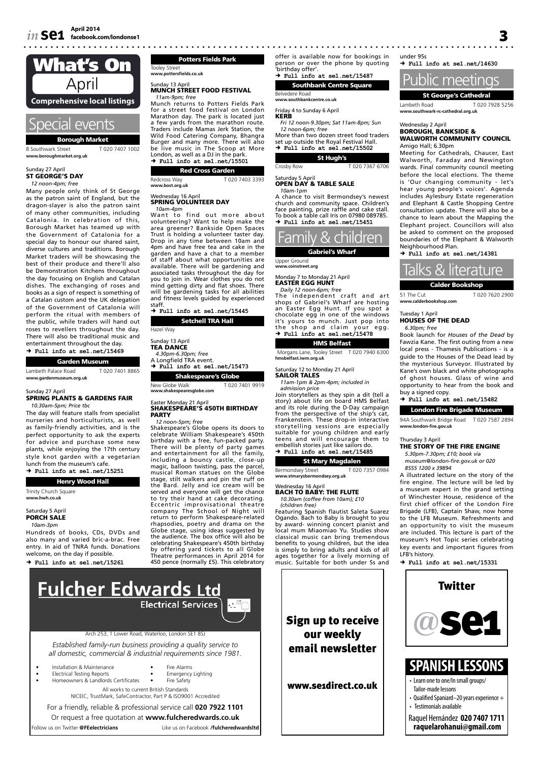# What's On

## April

**Comprehensive local listings**

## Special events

### Borough Market

8 Southwark Street T 020 7407 1002
www.boroughmarket.org.uk

Sunday 27 April
**ST GEORGE'S DAY**
*12 noon-4pm; free*

Many people only think of St George as the patron saint of England, but the dragon-slayer is also the patron saint of many other communities, including Catalonia. In celebration of this, Borough Market has teamed up with the Government of Catalonia for a special day to honour our shared saint, diverse cultures and traditions. Borough Market traders will be showcasing the best of their produce and there'll also be Demonstration Kitchens throughout the day focusing on English and Catalan dishes. The exchanging of roses and books as a sign of respect is something of a Catalan custom and the UK delegation of the Government of Catalonia will perform the ritual with members of the public, while traders will hand out roses to revellers throughout the day. There will also be traditional music and entertainment throughout the day.
→ **Full info at se1.net/15469**

### Garden Museum

Lambeth Palace Road T 020 7401 8865
www.gardenmuseum.org.uk

Sunday 27 April
**SPRING PLANTS & GARDENS FAIR**
*10.30am-5pm; Price tbc*

The day will feature stalls from specialist nurseries and horticulturists, as well as family-friendly activities, and is the perfect opportunity to ask the experts for advice and purchase some new plants, while enjoying the 17th century style knot garden with a vegetarian lunch from the museum's cafe.
→ **Full info at se1.net/15251**

### Henry Wood Hall

Trinity Church Square
www.hwh.co.uk

Saturday 5 April
**PORCH SALE**
*10am-3pm*

Hundreds of books, CDs, DVDs and also many and varied bric-a-brac. Free entry. In aid of TNRA funds. Donations welcome, on the day if possible.
→ **Full info at se1.net/15261**

### Potters Fields Park

Tooley Street
www.pottersfields.co.uk

Sunday 13 April
**MUNCH STREET FOOD FESTIVAL**
*11am-9pm; free*

Munch returns to Potters Fields Park for a street food festival on London Marathon day. The park is located just a few yards from the marathon route. Traders include Mamas Jerk Station, the Wild Food Catering Company, Bhangra Burger and many more. There will also be live music in The Scoop at More London, as well as a DJ in the park.
→ **Full info at se1.net/15501**

### Red Cross Garden

Redcross Way T 020 7403 3393
www.bost.org.uk

Wednesday 16 April
**SPRING VOLUNTEER DAY**
*10am-4pm*

Want to find out more about volunteering? Want to help make the area greener? Bankside Open Spaces Trust is holding a volunteer taster day. Drop in any time between 10am and 4pm and have free tea and cake in the garden and have a chat to a member of staff about what opportunities are available. There will be gardening and associated tasks throughout the day for you to join in. Wear clothes you do not mind getting dirty and flat shoes. There will be gardening tasks for all abilities and fitness levels guided by experienced staff.
→ **Full info at se1.net/15445**

### Setchell TRA Hall

Hazel Way

Sunday 13 April
**TEA DANCE**
*4.30pm-6.30pm; free*

A Longfield TRA event.
→ **Full info at se1.net/15473**

### Shakespeare's Globe

New Globe Walk T 020 7401 9919
www.shakespearesglobe.com

Easter Monday 21 April
**SHAKESPEARE'S 450TH BIRTHDAY PARTY**
*12 noon-5pm; free*

Shakespeare's Globe opens its doors to celebrate William Shakespeare's 450th birthday with a free, fun-packed party. There will be plenty of party games and entertainment for all the family, including a bouncy castle, close-up magic, balloon twisting, pass the parcel, musical Roman statues on the Globe stage, stilt walkers and pin the ruff on the Bard. Jelly and ice cream will be served and everyone will get the chance to try their hand at cake decorating. Eccentric improvisational theatre company The School of Night will return to perform Shakespeare-related rhapsodies, poetry and drama on the Globe stage, using ideas suggested by the audience. The box office will also be celebrating Shakespeare's 450th birthday by offering yard tickets to all Globe Theatre performances in April 2014 for 450 pence (normally £5). This celebratory offer is available now for bookings in person or over the phone by quoting 'birthday offer'.
→ **Full info at se1.net/15487**

### Southbank Centre Square

Belvedere Road
www.southbankcentre.co.uk

Friday 4 to Sunday 6 April
**KERB**
*Fri 12 noon-9.30pm; Sat 11am-8pm; Sun 12 noon-6pm; free*

More than two dozen street food traders set up outside the Royal Festival Hall.
→ **Full info at se1.net/15502**

### St Hugh's

Crosby Row T 020 7367 6706

Saturday 5 April
**OPEN DAY & TABLE SALE**
*10am-1pm*

A chance to visit Bermondsey's newest church and community space. Children's face painting, prize raffle and cake stall. To book a table call Iris on 07980 089785.
→ **Full info at se1.net/15451**

## Family & children

### Gabriel's Wharf

Upper Ground
www.coinstreet.org

Monday 7 to Monday 21 April
**EASTER EGG HUNT**
*Daily 12 noon-6pm; free*

The independent craft and art shops of Gabriel's Wharf are hosting an Easter Egg Hunt. If you spot a chocolate egg in one of the windows it's yours to munch. Just pop into the shop and claim your egg.
→ **Full info at se1.net/15478**

### HMS Belfast

Morgans Lane, Tooley Street T 020 7940 6300
hmsbelfast.iwm.org.uk

Saturday 12 to Monday 21 April
**SAILOR TALES**
*11am-1pm & 2pm-4pm; included in admission price*

Join storytellers as they spin a dit (tell a story) about life on board HMS Belfast and its role during the D-Day campaign from the perspective of the ship's cat, Frankenstein. These drop-in interactive storytelling sessions are especially suitable for young children and early teens and will encourage them to embellish stories just like sailors do.
→ **Full info at se1.net/15485**

### St Mary Magdalen

Bermondsey Street T 020 7357 0984
www.stmarysbermondsey.org.uk

Wednesday 16 April
**BACH TO BABY: THE FLUTE**
*10.30am (coffee from 10am); £10 (children free)*

Featuring Spanish flautist Saleta Suarez Ogando. Bach to Baby is brought to you by award- winning concert pianist and local mum Miaomiao Yu. Studies show classical music can bring tremendous benefits to young children, but the idea is simply to bring adults and kids of all ages together for a lively morning of music. Suitable for both under 5s and under 95s
→ **Full info at se1.net/14630**

## Public meetings

### St George's Cathedral

Lambeth Road T 020 7928 5256
www.southwark-rc-cathedral.org.uk

Wednesday 2 April
**BOROUGH, BANKSIDE & WALWORTH COMMUNITY COUNCIL**
Amigo Hall; 6.30pm

Meeting for Cathedrals, Chaucer, East Walworth, Faraday and Newington wards. Final community council meeting before the local elections. The theme is 'Our changing community - let's hear young people's voices'. Agenda includes Aylesbury Estate regeneration and Elephant & Castle Shopping Centre consultation update. There will also be a chance to learn about the Mapping the Elephant project. Councillors will also be asked to comment on the proposed boundaries of the Elephant & Walworth Neighbourhood Plan.
→ **Full info at se1.net/14381**

## Talks & literature

### Calder Bookshop

51 The Cut T 020 7620 2900
www.calderbookshop.com

Tuesday 1 April
**HOUSES OF THE DEAD**
*6.30pm; free*

Book launch for *Houses of the Dead* by Fawzia Kane. The first outing from a new local press - Thamesis Publications - is a guide to the Houses of the Dead lead by the mysterious Surveyor. Illustrated by Kane's own black and white photographs of ghost houses. Glass of wine and opportunity to hear from the book and buy a signed copy.
→ **Full info at se1.net/15482**

### London Fire Brigade Museum

94A Southwark Bridge Road T 020 7587 2894
www.london-fire.gov.uk

Thursday 3 April
**THE STORY OF THE FIRE ENGINE**
*5.30pm-7.30pm; £10; book via museum@london-fire.gov.uk or 020 8555 1200 x 39894*

A illustrated lecture on the story of the fire engine. The lecture will be led by a museum expert in the grand setting of Winchester House, residence of the first chief officer of the London Fire Brigade (LFB), Captain Shaw, now home to the LFB Museum. Refreshments and an opportunity to visit the museum are included. This lecture is part of the museum's Hot Topic series celebrating key events and important figures from LFB's history.
→ **Full info at se1.net/15331**

---

**Fulcher Edwards Ltd**
**Electrical Services**

Arch 253, 1 Lower Road, Waterloo, London SE1 8SJ

*Established family-run business providing a quality service to all domestic, commercial & industrial requirements since 1981.*

- Installation & Maintenance
- Electrical Testing Reports
- Homeowners & Landlords Certificates
- Fire Alarms
- Emergency Lighting
- Fire Safety

All works to current British Standards
NICEIC, TrustMark, SafeContractor, Part P & ISO9001 Accredited

For a friendly, reliable & professional service call **020 7922 1101**
Or request a free quotation at **www.fulcheredwards.co.uk**

Follow us on Twitter **@FEelectricians** Like us on Facebook **/fulcheredwardsltd**

---

**Sign up to receive our weekly email newsletter**

**www.se1direct.co.uk**

---

**Twitter**
**@se1**

---

**SPANISH LESSONS**

- Learn one to one/In small groups/ Tailor-made lessons
- Qualified Spaniard–20 years experience +
- Testimonials available

Raquel Hernández **020 7407 1711**
**raquelarohanui@gmail.com**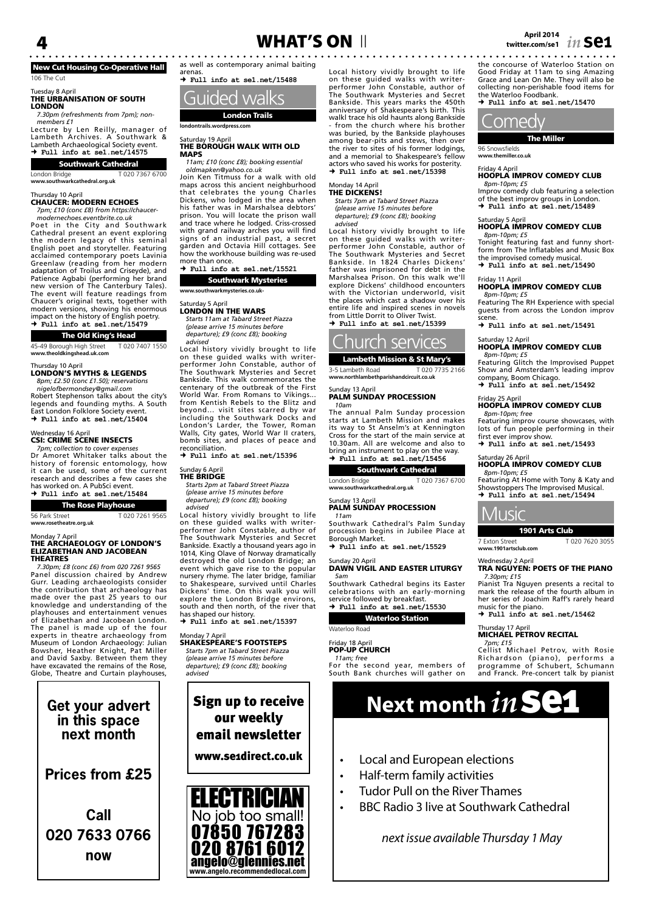# WHAT'S ON

**New Cut Housing Co-Operative Hall**

106 The Cut

Tuesday 8 April
### THE URBANISATION OF SOUTH LONDON

*7.30pm (refreshments from 7pm); non-members £1*

Lecture by Len Reilly, manager of Lambeth Archives. A Southwark & Lambeth Archaeological Society event.
→ **Full info at se1.net/14575**

**Southwark Cathedral**

London Bridge T 020 7367 6700
**www.southwarkcathedral.org.uk**

Thursday 10 April
### CHAUCER: MODERN ECHOES

*7pm; £10 (conc £8) from https://chaucer-modernechoes.eventbrite.co.uk*

Poet in the City and Southwark Cathedral present an event exploring the modern legacy of this seminal English poet and storyteller. Featuring acclaimed contemporary poets Lavinia Greenlaw (reading from her modern adaptation of Troilus and Criseyde), and Patience Agbabi (performing her brand new version of The Canterbury Tales). The event will feature readings from Chaucer's original texts, together with modern versions, showing his enormous impact on the history of English poetry.
→ **Full info at se1.net/15479**

**The Old King's Head**

45-49 Borough High Street T 020 7407 1550
**www.theoldkingshead.uk.com**

Thursday 10 April
### LONDON'S MYTHS & LEGENDS

*8pm; £2.50 (conc £1.50); reservations nigelofbermondsey@gmail.com*

Robert Stephenson talks about the city's legends and founding myths. A South East London Folklore Society event.
→ **Full info at se1.net/15404**

Wednesday 16 April
### CSI: CRIME SCENE INSECTS

*7pm; collection to cover expenses*

Dr Amoret Whitaker talks about the history of forensic entomology, how it can be used, some of the current research and describes a few cases she has worked on. A PubSci event.
→ **Full info at se1.net/15484**

**The Rose Playhouse**

56 Park Street T 020 7261 9565
**www.rosetheatre.org.uk**

Monday 7 April
### THE ARCHAEOLOGY OF LONDON'S ELIZABETHAN AND JACOBEAN THEATRES

*7.30pm; £8 (conc £6) from 020 7261 9565*

Panel discussion chaired by Andrew Gurr. Leading archaeologists consider the contribution that archaeology has made over the past 25 years to our knowledge and understanding of the playhouses and entertainment venues of Elizabethan and Jacobean London. The panel is made up of the four experts in theatre archaeology from Museum of London Archaeology: Julian Bowsher, Heather Knight, Pat Miller and David Saxby. Between them they have excavated the remains of the Rose, Globe, Theatre and Curtain playhouses, as well as contemporary animal baiting arenas.
→ **Full info at se1.net/15488**

**Get your advert in this space next month**

**Prices from £25**

**Call 020 7633 0766 now**

## Guided walks

**London Trails**

**londontrails.wordpress.com**

Saturday 19 April
### THE BOROUGH WALK WITH OLD MAPS

*11am; £10 (conc £8); booking essential oldmapken@yahoo.co.uk*

Join Ken Titmuss for a walk with old maps across this ancient neighbourhood that celebrates the young Charles Dickens, who lodged in the area when his father was in Marshalsea debtors' prison. You will locate the prison wall and trace where he lodged. Criss-crossed with grand railway arches you will find signs of an industrial past, a secret garden and Octavia Hill cottages. See how the workhouse building was re-used more than once.
→ **Full info at se1.net/15521**

**Southwark Mysteries**

**www.southwarkmysteries.co.uk-**

Saturday 5 April
### LONDON IN THE WARS

*Starts 11am at Tabard Street Piazza (please arrive 15 minutes before departure); £9 (conc £8); booking advised*

Local history vividly brought to life on these guided walks with writer-performer John Constable, author of The Southwark Mysteries and Secret Bankside. This walk commemorates the centenary of the outbreak of the First World War. From Romans to Vikings... from Kentish Rebels to the Blitz and beyond... visit sites scarred by war including the Southwark Docks and London's Larder, the Tower, Roman Walls, City gates, World War II craters, bomb sites, and places of peace and reconciliation.
→ **Full info at se1.net/15396**

Sunday 6 April
### THE BRIDGE

*Starts 2pm at Tabard Street Piazza (please arrive 15 minutes before departure); £9 (conc £8); booking advised*

Local history vividly brought to life on these guided walks with writer-performer John Constable, author of The Southwark Mysteries and Secret Bankside. Exactly a thousand years ago in 1014, King Olave of Norway dramatically destroyed the old London Bridge; an event which gave rise to the popular nursery rhyme. The later bridge, familiar to Shakespeare, survived until Charles Dickens' time. On this walk you will explore the London Bridge environs, south and then north, of the river that has shaped our history.
→ **Full info at se1.net/15397**

Monday 7 April
### SHAKESPEARE'S FOOTSTEPS

*Starts 7pm at Tabard Street Piazza (please arrive 15 minutes before departure); £9 (conc £8); booking advised*

Local history vividly brought to life on these guided walks with writer-performer John Constable, author of The Southwark Mysteries and Secret Bankside. This years marks the 450th anniversary of Shakespeare's birth. This walkl trace his old haunts along Bankside - from the church where his brother was buried, by the Bankside playhouses among bear-pits and stews, then over the river to sites of his former lodgings, and a memorial to Shakespeare's fellow actors who saved his works for posterity.
→ **Full info at se1.net/15398**

Monday 14 April
### THE DICKENS!

*Starts 7pm at Tabard Street Piazza (please arrive 15 minutes before departure); £9 (conc £8); booking advised*

Local history vividly brought to life on these guided walks with writer-performer John Constable, author of The Southwark Mysteries and Secret Bankside. In 1824 Charles Dickens' father was imprisoned for debt in the Marshalsea Prison. On this walk we'll explore Dickens' childhood encounters with the Victorian underworld, visit the places which cast a shadow over his entire life and inspired scenes in novels from Little Dorrit to Oliver Twist.
→ **Full info at se1.net/15399**

**Sign up to receive our weekly email newsletter**

**www.se1direct.co.uk**

**ELECTRICIAN**
No job too small!
07850 767283
020 8761 6012
angelo@glennies.net
www.angelo.recommendedlocal.com

## Church services

**Lambeth Mission & St Mary's**

3-5 Lambeth Road T 020 7735 2166
**www.northlambethparishandcircuit.co.uk**

Sunday 13 April
### PALM SUNDAY PROCESSION

*10am*

The annual Palm Sunday procession starts at Lambeth Mission and makes its way to St Anselm's at Kennington Cross for the start of the main service at 10.30am. All are welcome and also to bring an instrument to play on the way.
→ **Full info at se1.net/15456**

**Southwark Cathedral**

London Bridge T 020 7367 6700
**www.southwarkcathedral.org.uk**

Sunday 13 April
### PALM SUNDAY PROCESSION

*11am*

Southwark Cathedral's Palm Sunday procession begins in Jubilee Place at Borough Market.
→ **Full info at se1.net/15529**

Sunday 20 April
### DAWN VIGIL AND EASTER LITURGY

*5am*

Southwark Cathedral begins its Easter celebrations with an early-morning service followed by breakfast.
→ **Full info at se1.net/15530**

**Waterloo Station**

Waterloo Road

Friday 18 April
### POP-UP CHURCH

*11am; free*

For the second year, members of South Bank churches will gather on the concourse of Waterloo Station on Good Friday at 11am to sing Amazing Grace and Lean On Me. They will also be collecting non-perishable food items for the Waterloo Foodbank.
→ **Full info at se1.net/15470**

## Comedy

**The Miller**

96 Snowsfields
**www.themiller.co.uk**

Friday 4 April
### HOOPLA IMPROV COMEDY CLUB

*8pm-10pm; £5*

Improv comedy club featuring a selection of the best improv groups in London.
→ **Full info at se1.net/15489**

Saturday 5 April
### HOOPLA IMPROV COMEDY CLUB

*8pm-10pm; £5*

Tonight featuring fast and funny short-form from The Inflatables and Music Box the improvised comedy musical.
→ **Full info at se1.net/15490**

Friday 11 April
### HOOPLA IMPROV COMEDY CLUB

*8pm-10pm; £5*

Featuring The RH Experience with special guests from across the London improv scene.
→ **Full info at se1.net/15491**

Saturday 12 April
### HOOPLA IMPROV COMEDY CLUB

*8pm-10pm; £5*

Featuring Glitch the Improvised Puppet Show and Amsterdam's leading improv company, Boom Chicago.
→ **Full info at se1.net/15492**

Friday 25 April
### HOOPLA IMPROV COMEDY CLUB

*8pm-10pm; free*

Featuring improv course showcases, with lots of fun people performing in their first ever improv show.
→ **Full info at se1.net/15493**

Saturday 26 April
### HOOPLA IMPROV COMEDY CLUB

*8pm-10pm; £5*

Featuring At Home with Tony & Katy and Showstoppers The Improvised Musical.
→ **Full info at se1.net/15494**

## Music

**1901 Arts Club**

7 Exton Street T 020 7620 3055
**www.1901artsclub.com**

Wednesday 2 April
### TRA NGUYEN: POETS OF THE PIANO

*7.30pm; £15*

Pianist Tra Nguyen presents a recital to mark the release of the fourth album in her series of Joachim Raff's rarely heard music for the piano.
→ **Full info at se1.net/15462**

Thursday 17 April
### MICHAEL PETROV RECITAL

*7pm; £15*

Cellist Michael Petrov, with Rosie Richardson (piano), performs a programme of Schubert, Schumann and Franck. Pre-concert talk by pianist

## Next month *in* SE1

- Local and European elections
- Half-term family activities
- Tudor Pull on the River Thames
- BBC Radio 3 live at Southwark Cathedral

*next issue available Thursday 1 May*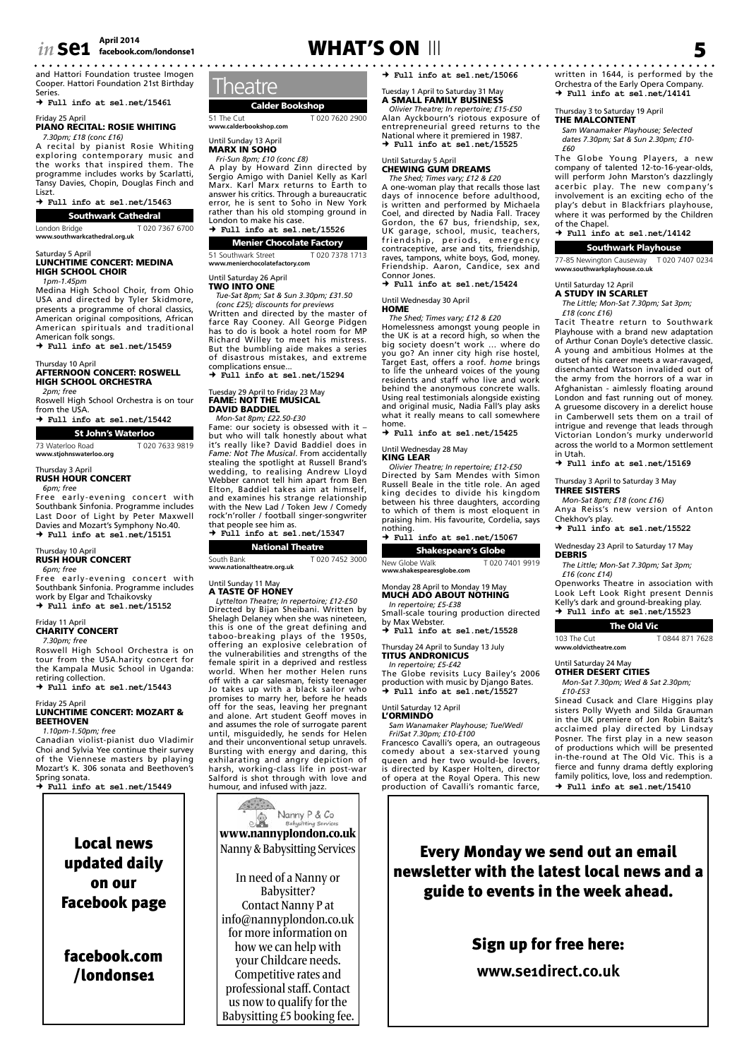and Hattori Foundation trustee Imogen Cooper. Hattori Foundation 21st Birthday Series.
→ **Full info at se1.net/15461**

Friday 25 April
### PIANO RECITAL: ROSIE WHITING
*7.30pm; £18 (conc £16)*

A recital by pianist Rosie Whiting exploring contemporary music and the works that inspired them. The programme includes works by Scarlatti, Tansy Davies, Chopin, Douglas Finch and Liszt.
→ **Full info at se1.net/15463**

## Southwark Cathedral
London Bridge T 020 7367 6700
www.southwarkcathedral.org.uk

Saturday 5 April
### LUNCHTIME CONCERT: MEDINA HIGH SCHOOL CHOIR
*1pm-1.45pm*

Medina High School Choir, from Ohio USA and directed by Tyler Skidmore, presents a programme of choral classics, American original compositions, African American spirituals and traditional American folk songs.
→ **Full info at se1.net/15459**

Thursday 10 April
### AFTERNOON CONCERT: ROSWELL HIGH SCHOOL ORCHESTRA
*2pm; free*

Roswell High School Orchestra is on tour from the USA.
→ **Full info at se1.net/15442**

## St John's Waterloo
73 Waterloo Road T 020 7633 9819
www.stjohnswaterloo.org

Thursday 3 April
### RUSH HOUR CONCERT
*6pm; free*

Free early-evening concert with Southbank Sinfonia. Programme includes Last Door of Light by Peter Maxwell Davies and Mozart's Symphony No.40.
→ **Full info at se1.net/15151**

Thursday 10 April
### RUSH HOUR CONCERT
*6pm; free*

Free early-evening concert with Southbank Sinfonia. Programme includes work by Elgar and Tchaikovsky
→ **Full info at se1.net/15152**

Friday 11 April
### CHARITY CONCERT
*7.30pm; free*

Roswell High School Orchestra is on tour from the USA.harity concert for the Kampala Music School in Uganda: retiring collection.
→ **Full info at se1.net/15443**

Friday 25 April
### LUNCHTIME CONCERT: MOZART & BEETHOVEN
*1.10pm-1.50pm; free*

Canadian violist-pianist duo Vladimir Choi and Sylvia Yee continue their survey of the Viennese masters by playing Mozart's K. 306 sonata and Beethoven's Spring sonata.
→ **Full info at se1.net/15449**

**Local news updated daily on our Facebook page**

**facebook.com/londonse1**

# Theatre

## Calder Bookshop
51 The Cut T 020 7620 2900
www.calderbookshop.com

Until Sunday 13 April
### MARX IN SOHO
*Fri-Sun 8pm; £10 (conc £8)*

A play by Howard Zinn directed by Sergio Amigo with Daniel Kelly as Karl Marx. Karl Marx returns to Earth to answer his critics. Through a bureaucratic error, he is sent to Soho in New York rather than his old stomping ground in London to make his case.
→ **Full info at se1.net/15526**

## Menier Chocolate Factory
51 Southwark Street T 020 7378 1713
www.menierchocolatefactory.com

Until Saturday 26 April
### TWO INTO ONE
*Tue-Sat 8pm; Sat & Sun 3.30pm; £31.50 (conc £25); discounts for previews*

Written and directed by the master of farce Ray Cooney. All George Pidgen has to do is book a hotel room for MP Richard Willey to meet his mistress. But the bumbling aide makes a series of disastrous mistakes, and extreme complications ensue...
→ **Full info at se1.net/15294**

Tuesday 29 April to Friday 23 May
### FAME: NOT THE MUSICAL DAVID BADDIEL
*Mon-Sat 8pm; £22.50-£30*

Fame: our society is obsessed with it – but who will talk honestly about what it's really like? David Baddiel does in *Fame: Not The Musical*. From accidentally stealing the spotlight at Russell Brand's wedding, to realising Andrew Lloyd Webber cannot tell him apart from Ben Elton, Baddiel takes aim at himself, and examines his strange relationship with the New Lad / Token Jew / Comedy rock'n'roller / football singer-songwriter that people see him as.
→ **Full info at se1.net/15347**

## National Theatre
South Bank T 020 7452 3000
www.nationaltheatre.org.uk

Until Sunday 11 May
### A TASTE OF HONEY
*Lyttelton Theatre; In repertoire; £12-£50*

Directed by Bijan Sheibani. Written by Shelagh Delaney when she was nineteen, this is one of the great defining and taboo-breaking plays of the 1950s, offering an explosive celebration of the vulnerabilities and strengths of the female spirit in a deprived and restless world. When her mother Helen runs off with a car salesman, feisty teenager Jo takes up with a black sailor who promises to marry her, before he heads off for the seas, leaving her pregnant and alone. Art student Geoff moves in and assumes the role of surrogate parent until, misguidedly, he sends for Helen and their unconventional setup unravels. Bursting with energy and daring, this exhilarating and angry depiction of harsh, working-class life in post-war Salford is shot through with love and humour, and infused with jazz.

Nanny P & Co Babysitting Services
**www.nannyplondon.co.uk**
Nanny & Babysitting Services

In need of a Nanny or Babysitter? Contact Nanny P at info@nannyplondon.co.uk for more information on how we can help with your Childcare needs. Competitive rates and professional staff. Contact us now to qualify for the Babysitting £5 booking fee.

→ **Full info at se1.net/15066**

Tuesday 1 April to Saturday 31 May
### A SMALL FAMILY BUSINESS
*Olivier Theatre; In repertoire; £15-£50*

Alan Ayckbourn's riotous exposure of entrepreneurial greed returns to the National where it premiered in 1987.
→ **Full info at se1.net/15525**

Until Saturday 5 April
### CHEWING GUM DREAMS
*The Shed; Times vary; £12 & £20*

A one-woman play that recalls those last days of innocence before adulthood, is written and performed by Michaela Coel, and directed by Nadia Fall. Tracey Gordon, the 67 bus, friendship, sex, UK garage, school, music, teachers, friendship, periods, emergency contraceptive, arse and tits, friendship, raves, tampons, white boys, God, money. Friendship. Aaron, Candice, sex and Connor Jones.
→ **Full info at se1.net/15424**

Until Wednesday 30 April
### HOME
*The Shed; Times vary; £12 & £20*

Homelessness amongst young people in the UK is at a record high, so when the big society doesn't work ... where do you go? An inner city high rise hostel, Target East, offers a roof. *home* brings to life the unheard voices of the young residents and staff who live and work behind the anonymous concrete walls. Using real testimonials alongside existing and original music, Nadia Fall's play asks what it really means to call somewhere home.
→ **Full info at se1.net/15425**

Until Wednesday 28 May
### KING LEAR
*Olivier Theatre; In repertoire; £12-£50*

Directed by Sam Mendes with Simon Russell Beale in the title role. An aged king decides to divide his kingdom between his three daughters, according to which of them is most eloquent in praising him. His favourite, Cordelia, says nothing.
→ **Full info at se1.net/15067**

## Shakespeare's Globe
New Globe Walk T 020 7401 9919
www.shakespearesglobe.com

Monday 28 April to Monday 19 May
### MUCH ADO ABOUT NOTHING
*In repertoire; £5-£38*

Small-scale touring production directed by Max Webster.
→ **Full info at se1.net/15528**

Thursday 24 April to Sunday 13 July
### TITUS ANDRONICUS
*In repertoire; £5-£42*

The Globe revisits Lucy Bailey's 2006 production with music by Django Bates.
→ **Full info at se1.net/15527**

Until Saturday 12 April
### L'ORMINDO
*Sam Wanamaker Playhouse; Tue/Wed/Fri/Sat 7.30pm; £10-£100*

Francesco Cavalli's opera, an outrageous comedy about a sex-starved young queen and her two would-be lovers, is directed by Kasper Holten, director of opera at the Royal Opera. This new production of Cavalli's romantic farce, written in 1644, is performed by the Orchestra of the Early Opera Company.
→ **Full info at se1.net/14141**

Thursday 3 to Saturday 19 April
### THE MALCONTENT
*Sam Wanamaker Playhouse; Selected dates 7.30pm; Sat & Sun 2.30pm; £10-£60*

The Globe Young Players, a new company of talented 12-to-16-year-olds, will perform John Marston's dazzlingly acerbic play. The new company's involvement is an exciting echo of the play's debut in Blackfriars playhouse, where it was performed by the Children of the Chapel.
→ **Full info at se1.net/14142**

## Southwark Playhouse
77-85 Newington Causeway T 020 7407 0234
www.southwarkplayhouse.co.uk

Until Saturday 12 April
### A STUDY IN SCARLET
*The Little; Mon-Sat 7.30pm; Sat 3pm; £18 (conc £16)*

Tacit Theatre return to Southwark Playhouse with a brand new adaptation of Arthur Conan Doyle's detective classic. A young and ambitious Holmes at the outset of his career meets a war-ravaged, disenchanted Watson invalided out of the army from the horrors of a war in Afghanistan - aimlessly floating around London and fast running out of money. A gruesome discovery in a derelict house in Camberwell sets them on a trail of intrigue and revenge that leads through Victorian London's murky underworld across the world to a Mormon settlement in Utah.
→ **Full info at se1.net/15169**

Thursday 3 April to Saturday 3 May
### THREE SISTERS
*Mon-Sat 8pm; £18 (conc £16)*

Anya Reiss's new version of Anton Chekhov's play.
→ **Full info at se1.net/15522**

Wednesday 23 April to Saturday 17 May
### DEBRIS
*The Little; Mon-Sat 7.30pm; Sat 3pm; £16 (conc £14)*

Openworks Theatre in association with Look Left Look Right present Dennis Kelly's dark and ground-breaking play.
→ **Full info at se1.net/15523**

## The Old Vic
103 The Cut T 0844 871 7628
www.oldvictheatre.com

Until Saturday 24 May
### OTHER DESERT CITIES
*Mon-Sat 7.30pm; Wed & Sat 2.30pm; £10-£53*

Sinead Cusack and Clare Higgins play sisters Polly Wyeth and Silda Grauman in the UK premiere of Jon Robin Baitz's acclaimed play directed by Lindsay Posner. The first play in a new season of productions which will be presented in-the-round at The Old Vic. This is a fierce and funny drama deftly exploring family politics, love, loss and redemption.
→ **Full info at se1.net/15410**

**Every Monday we send out an email newsletter with the latest local news and a guide to events in the week ahead.**

**Sign up for free here:**

**www.se1direct.co.uk**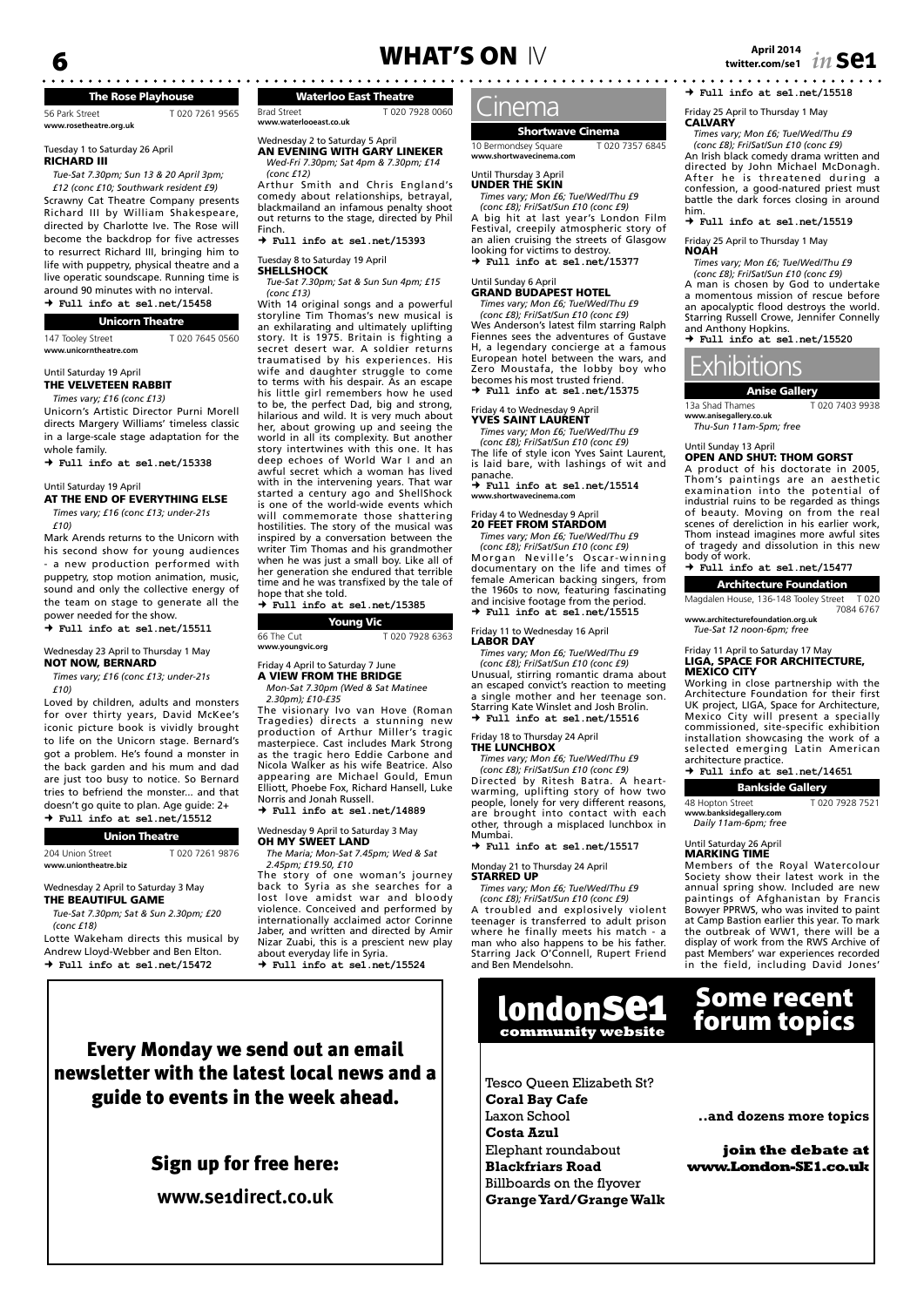# WHAT'S ON IV

## The Rose Playhouse

56 Park Street T 020 7261 9565
www.rosetheatre.org.uk

Tuesday 1 to Saturday 26 April
### RICHARD III

*Tue-Sat 7.30pm; Sun 13 & 20 April 3pm; £12 (conc £10; Southwark resident £9)*

Scrawny Cat Theatre Company presents Richard III by William Shakespeare, directed by Charlotte Ive. The Rose will become the backdrop for five actresses to resurrect Richard III, bringing him to life with puppetry, physical theatre and a live operatic soundscape. Running time is around 90 minutes with no interval.

➜ **Full info at se1.net/15458**

## Unicorn Theatre

147 Tooley Street T 020 7645 0560
www.unicorntheatre.com

Until Saturday 19 April
### THE VELVETEEN RABBIT

*Times vary; £16 (conc £13)*

Unicorn's Artistic Director Purni Morell directs Margery Williams' timeless classic in a large-scale stage adaptation for the whole family.

➜ **Full info at se1.net/15338**

Until Saturday 19 April
### AT THE END OF EVERYTHING ELSE

*Times vary; £16 (conc £13; under-21s £10)*

Mark Arends returns to the Unicorn with his second show for young audiences - a new production performed with puppetry, stop motion animation, music, sound and only the collective energy of the team on stage to generate all the power needed for the show.

➜ **Full info at se1.net/15511**

Wednesday 23 April to Thursday 1 May
### NOT NOW, BERNARD

*Times vary; £16 (conc £13; under-21s £10)*

Loved by children, adults and monsters for over thirty years, David McKee's iconic picture book is vividly brought to life on the Unicorn stage. Bernard's got a problem. He's found a monster in the back garden and his mum and dad are just too busy to notice. So Bernard tries to befriend the monster... and that doesn't go quite to plan. Age guide: 2+

➜ **Full info at se1.net/15512**

## Union Theatre

204 Union Street T 020 7261 9876
www.uniontheatre.biz

Wednesday 2 April to Saturday 3 May
### THE BEAUTIFUL GAME

*Tue-Sat 7.30pm; Sat & Sun 2.30pm; £20 (conc £18)*

Lotte Wakeham directs this musical by Andrew Lloyd-Webber and Ben Elton.

➜ **Full info at se1.net/15472**

## Waterloo East Theatre

Brad Street T 020 7928 0060
www.waterlooeast.co.uk

Wednesday 2 to Saturday 5 April
### AN EVENING WITH GARY LINEKER

*Wed-Fri 7.30pm; Sat 4pm & 7.30pm; £14 (conc £12)*

Arthur Smith and Chris England's comedy about relationships, betrayal, blackmailand an infamous penalty shoot out returns to the stage, directed by Phil Finch.

➜ **Full info at se1.net/15393**

Tuesday 8 to Saturday 19 April
### SHELLSHOCK

*Tue-Sat 7.30pm; Sat & Sun 4pm; £15 (conc £13)*

With 14 original songs and a powerful storyline Tim Thomas's new musical is an exhilarating and ultimately uplifting story. It is 1975. Britain is fighting a secret desert war. A soldier returns traumatised by his experiences. His wife and daughter struggle to come to terms with his despair. As an escape his little girl remembers how he used to be, the perfect Dad, big and strong, hilarious and wild. It is very much about her, about growing up and seeing the world in all its complexity. But another story intertwines with this one. It has deep echoes of World War I and an awful secret which a woman has lived with in the intervening years. That war started a century ago and ShellShock is one of the world-wide events which will commemorate those shattering hostilities. The story of the musical was inspired by a conversation between the writer Tim Thomas and his grandmother when he was just a small boy. Like all of her generation she endured that terrible time and he was transfixed by the tale of hope that she told.

➜ **Full info at se1.net/15385**

## Young Vic

66 The Cut T 020 7928 6363
www.youngvic.org

Friday 4 April to Saturday 7 June
### A VIEW FROM THE BRIDGE

*Mon-Sat 7.30pm (Wed & Sat Matinee 2.30pm); £10-£35*

The visionary Ivo van Hove (Roman Tragedies) directs a stunning new production of Arthur Miller's tragic masterpiece. Cast includes Mark Strong as the tragic hero Eddie Carbone and Nicola Walker as his wife Beatrice. Also appearing are Michael Gould, Emun Elliott, Phoebe Fox, Richard Hansell, Luke Norris and Jonah Russell.

➜ **Full info at se1.net/14889**

Wednesday 9 April to Saturday 3 May
### OH MY SWEET LAND

*The Maria; Mon-Sat 7.45pm; Wed & Sat 2.45pm; £19.50, £10*

The story of one woman's journey back to Syria as she searches for a lost love amidst war and bloody violence. Conceived and performed by internationally acclaimed actor Corinne Jaber, and written and directed by Amir Nizar Zuabi, this is a prescient new play about everyday life in Syria.

➜ **Full info at se1.net/15524**

# Cinema

## Shortwave Cinema

10 Bermondsey Square T 020 7357 6845
www.shortwavecinema.com

Until Thursday 3 April
### UNDER THE SKIN

*Times vary; Mon £6; Tue/Wed/Thu £9 (conc £8); Fri/Sat/Sun £10 (conc £9)*

A big hit at last year's London Film Festival, creepily atmospheric story of an alien cruising the streets of Glasgow looking for victims to destroy.

➜ **Full info at se1.net/15377**

Until Sunday 6 April
### GRAND BUDAPEST HOTEL

*Times vary; Mon £6; Tue/Wed/Thu £9 (conc £8); Fri/Sat/Sun £10 (conc £9)*

Wes Anderson's latest film starring Ralph Fiennes sees the adventures of Gustave H, a legendary concierge at a famous European hotel between the wars, and Zero Moustafa, the lobby boy who becomes his most trusted friend.

➜ **Full info at se1.net/15375**

Friday 4 to Wednesday 9 April
### YVES SAINT LAURENT

*Times vary; Mon £6; Tue/Wed/Thu £9 (conc £8); Fri/Sat/Sun £10 (conc £9)*

The life of style icon Yves Saint Laurent, is laid bare, with lashings of wit and panache.

➜ **Full info at se1.net/15514**
www.shortwavecinema.com

Friday 4 to Wednesday 9 April
### 20 FEET FROM STARDOM

*Times vary; Mon £6; Tue/Wed/Thu £9 (conc £8); Fri/Sat/Sun £10 (conc £9)*

Morgan Neville's Oscar-winning documentary on the life and times of female American backing singers, from the 1960s to now, featuring fascinating and incisive footage from the period.

➜ **Full info at se1.net/15515**

Friday 11 to Wednesday 16 April
### LABOR DAY

*Times vary; Mon £6; Tue/Wed/Thu £9 (conc £8); Fri/Sat/Sun £10 (conc £9)*

Unusual, stirring romantic drama about an escaped convict's reaction to meeting a single mother and her teenage son. Starring Kate Winslet and Josh Brolin.

➜ **Full info at se1.net/15516**

Friday 18 to Thursday 24 April
### THE LUNCHBOX

*Times vary; Mon £6; Tue/Wed/Thu £9 (conc £8); Fri/Sat/Sun £10 (conc £9)*

Directed by Ritesh Batra. A heart-warming, uplifting story of how two people, lonely for very different reasons, are brought into contact with each other, through a misplaced lunchbox in Mumbai.

➜ **Full info at se1.net/15517**

Monday 21 to Thursday 24 April
### STARRED UP

*Times vary; Mon £6; Tue/Wed/Thu £9 (conc £8); Fri/Sat/Sun £10 (conc £9)*

A troubled and explosively violent teenager is transferred to adult prison where he finally meets his match - a man who also happens to be his father. Starring Jack O'Connell, Rupert Friend and Ben Mendelsohn.

➜ **Full info at se1.net/15518**

Friday 25 April to Thursday 1 May
### CALVARY

*Times vary; Mon £6; Tue/Wed/Thu £9 (conc £8); Fri/Sat/Sun £10 (conc £9)*

An Irish black comedy drama written and directed by John Michael McDonagh. After he is threatened during a confession, a good-natured priest must battle the dark forces closing in around him.

➜ **Full info at se1.net/15519**

Friday 25 April to Thursday 1 May
### NOAH

*Times vary; Mon £6; Tue/Wed/Thu £9 (conc £8); Fri/Sat/Sun £10 (conc £9)*

A man is chosen by God to undertake a momentous mission of rescue before an apocalyptic flood destroys the world. Starring Russell Crowe, Jennifer Connelly and Anthony Hopkins.

➜ **Full info at se1.net/15520**

# Exhibitions

## Anise Gallery

13a Shad Thames T 020 7403 9938
www.anisegallery.co.uk
*Thu-Sun 11am-5pm; free*

Until Sunday 13 April
### OPEN AND SHUT: THOM GORST

A product of his doctorate in 2005, Thom's paintings are an aesthetic examination into the potential of industrial ruins to be regarded as things of beauty. Moving on from the real scenes of dereliction in his earlier work, Thom instead imagines more awful sites of tragedy and dissolution in this new body of work.

➜ **Full info at se1.net/15477**

## Architecture Foundation

Magdalen House, 136-148 Tooley Street T 020 7084 6767
www.architecturefoundation.org.uk
*Tue-Sat 12 noon-6pm; free*

Friday 11 April to Saturday 17 May
### LIGA, SPACE FOR ARCHITECTURE, MEXICO CITY

Working in close partnership with the Architecture Foundation for their first UK project, LIGA, Space for Architecture, Mexico City will present a specially commissioned, site-specific exhibition installation showcasing the work of a selected emerging Latin American architecture practice.

➜ **Full info at se1.net/14651**

## Bankside Gallery

48 Hopton Street T 020 7928 7521
www.banksidegallery.com
*Daily 11am-6pm; free*

Until Saturday 26 April
### MARKING TIME

Members of the Royal Watercolour Society show their latest work in the annual spring show. Included are new paintings of Afghanistan by Francis Bowyer PPRWS, who was invited to paint at Camp Bastion earlier this year. To mark the outbreak of WW1, there will be a display of work from the RWS Archive of past Members' war experiences recorded in the field, including David Jones'

---

**Every Monday we send out an email newsletter with the latest local news and a guide to events in the week ahead.**

**Sign up for free here:**

**www.se1direct.co.uk**

---

**londonSE1 community website**

## Some recent forum topics

Tesco Queen Elizabeth St?
**Coral Bay Cafe**
Laxon School
**Costa Azul**
Elephant roundabout
**Blackfriars Road**
Billboards on the flyover
**Grange Yard/Grange Walk**

**..and dozens more topics**

**join the debate at www.London-SE1.co.uk**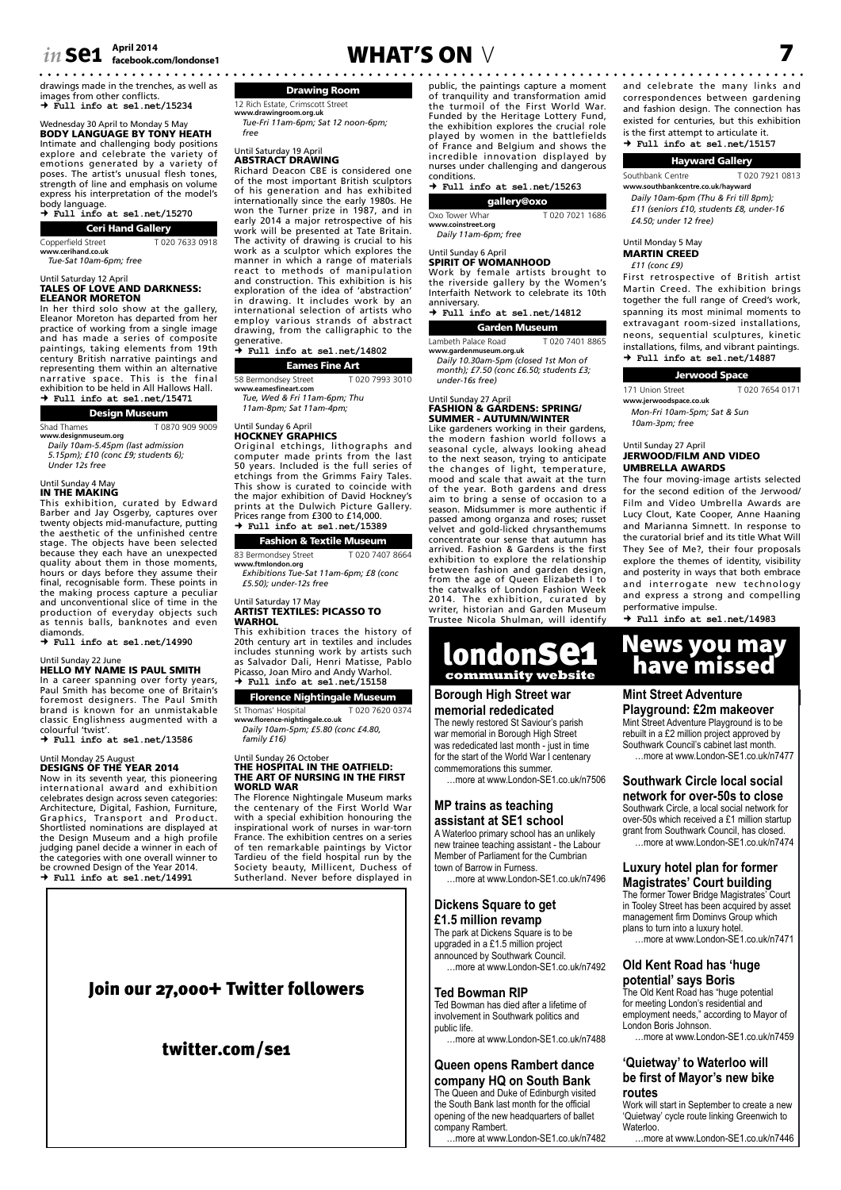drawings made in the trenches, as well as images from other conflicts.
→ **Full info at se1.net/15234**

Wednesday 30 April to Monday 5 May
**BODY LANGUAGE BY TONY HEATH**
Intimate and challenging body positions explore and celebrate the variety of emotions generated by a variety of poses. The artist's unusual flesh tones, strength of line and emphasis on volume express his interpretation of the model's body language.
→ **Full info at se1.net/15270**

## Ceri Hand Gallery

Copperfield Street T 020 7633 0918
**www.cerihand.co.uk**
*Tue-Sat 10am-6pm; free*

Until Saturday 12 April
**TALES OF LOVE AND DARKNESS: ELEANOR MORETON**
In her third solo show at the gallery, Eleanor Moreton has departed from her practice of working from a single image and has made a series of composite paintings, taking elements from 19th century British narrative paintings and representing them within an alternative narrative space. This is the final exhibition to be held in All Hallows Hall.
→ **Full info at se1.net/15471**

## Design Museum

Shad Thames T 0870 909 9009
**www.designmuseum.org**
*Daily 10am-5.45pm (last admission 5.15pm); £10 (conc £9; students 6); Under 12s free*

Until Sunday 4 May
**IN THE MAKING**
This exhibition, curated by Edward Barber and Jay Osgerby, captures over twenty objects mid-manufacture, putting the aesthetic of the unfinished centre stage. The objects have been selected because they each have an unexpected quality about them in those moments, hours or days before they assume their final, recognisable form. These points in the making process capture a peculiar and unconventional slice of time in the production of everyday objects such as tennis balls, banknotes and even diamonds.
→ **Full info at se1.net/14990**

Until Sunday 22 June
**HELLO MY NAME IS PAUL SMITH**
In a career spanning over forty years, Paul Smith has become one of Britain's foremost designers. The Paul Smith brand is known for an unmistakable classic Englishness augmented with a colourful 'twist'.
→ **Full info at se1.net/13586**

Until Monday 25 August
**DESIGNS OF THE YEAR 2014**
Now in its seventh year, this pioneering international award and exhibition celebrates design across seven categories: Architecture, Digital, Fashion, Furniture, Graphics, Transport and Product. Shortlisted nominations are displayed at the Design Museum and a high profile judging panel decide a winner in each of the categories with one overall winner to be crowned Design of the Year 2014.
→ **Full info at se1.net/14991**

## Drawing Room

12 Rich Estate, Crimscott Street
**www.drawingroom.org.uk**
*Tue-Fri 11am-6pm; Sat 12 noon-6pm; free*

Until Saturday 19 April
**ABSTRACT DRAWING**
Richard Deacon CBE is considered one of the most important British sculptors of his generation and has exhibited internationally since the early 1980s. He won the Turner prize in 1987, and in early 2014 a major retrospective of his work will be presented at Tate Britain. The activity of drawing is crucial to his work as a sculptor which explores the manner in which a range of materials react to methods of manipulation and construction. This exhibition is his exploration of the idea of 'abstraction' in drawing. It includes work by an international selection of artists who employ various strands of abstract drawing, from the calligraphic to the generative.
→ **Full info at se1.net/14802**

## Eames Fine Art

58 Bermondsey Street T 020 7993 3010
**www.eamesfineart.com**
*Tue, Wed & Fri 11am-6pm; Thu 11am-8pm; Sat 11am-4pm;*

Until Sunday 6 April
**HOCKNEY GRAPHICS**
Original etchings, lithographs and computer made prints from the last 50 years. Included is the full series of etchings from the Grimms Fairy Tales. This show is curated to coincide with the major exhibition of David Hockney's prints at the Dulwich Picture Gallery. Prices range from £300 to £14,000.
→ **Full info at se1.net/15389**

## Fashion & Textile Museum

83 Bermondsey Street T 020 7407 8664
**www.ftmlondon.org**
*Exhibitions Tue-Sat 11am-6pm; £8 (conc £5.50); under-12s free*

Until Saturday 17 May
**ARTIST TEXTILES: PICASSO TO WARHOL**
This exhibition traces the history of 20th century art in textiles and includes includes stunning work by artists such as Salvador Dali, Henri Matisse, Pablo Picasso, Joan Miro and Andy Warhol.
→ **Full info at se1.net/15158**

## Florence Nightingale Museum

St Thomas' Hospital T 020 7620 0374
**www.florence-nightingale.co.uk**
*Daily 10am-5pm; £5.80 (conc £4.80, family £16)*

Until Sunday 26 October
**THE HOSPITAL IN THE OATFIELD: THE ART OF NURSING IN THE FIRST WORLD WAR**
The Florence Nightingale Museum marks the centenary of the First World War with a special exhibition honouring the inspirational work of nurses in war-torn France. The exhibition centres on a series of ten remarkable paintings by Victor Tardieu of the field hospital run by the Society beauty, Millicent, Duchess of Sutherland. Never before displayed in public, the paintings capture a moment of tranquility and transformation amid the turmoil of the First World War. Funded by the Heritage Lottery Fund, the exhibition explores the crucial role played by women in the battlefields of France and Belgium and shows the incredible innovation displayed by nurses under challenging and dangerous conditions.
→ **Full info at se1.net/15263**

## gallery@oxo

Oxo Tower Whar T 020 7021 1686
**www.coinstreet.org**
*Daily 11am-6pm; free*

Until Sunday 6 April
**SPIRIT OF WOMANHOOD**
Work by female artists brought to the riverside gallery by the Women's Interfaith Network to celebrate its 10th anniversary.
→ **Full info at se1.net/14812**

## Garden Museum

Lambeth Palace Road T 020 7401 8865
**www.gardenmuseum.org.uk**
*Daily 10.30am-5pm (closed 1st Mon of month); £7.50 (conc £6.50; students £3; under-16s free)*

Until Sunday 27 April
**FASHION & GARDENS: SPRING/ SUMMER - AUTUMN/WINTER**
Like gardeners working in their gardens, the modern fashion world follows a seasonal cycle, always looking ahead to the next season, trying to anticipate the changes of light, temperature, mood and scale that await at the turn of the year. Both gardens and dress aim to bring a sense of occasion to a season. Midsummer is more authentic if passed among organza and roses; russet velvet and gold-licked chrysanthemums concentrate our sense that autumn has arrived. Fashion & Gardens is the first exhibition to explore the relationship between fashion and garden design, from the age of Queen Elizabeth I to the catwalks of London Fashion Week 2014. The exhibition, curated by writer, historian and Garden Museum Trustee Nicola Shulman, will identify and celebrate the many links and correspondences between gardening and fashion design. The connection has existed for centuries, but this exhibition is the first attempt to articulate it.
→ **Full info at se1.net/15157**

## Hayward Gallery

Southbank Centre T 020 7921 0813
**www.southbankcentre.co.uk/hayward**
*Daily 10am-6pm (Thu & Fri till 8pm); £11 (seniors £10, students £8, under-16 £4.50; under 12 free)*

Until Monday 5 May
**MARTIN CREED**
*£11 (conc £9)*
First retrospective of British artist Martin Creed. The exhibition brings together the full range of Creed's work, spanning its most minimal moments to extravagant room-sized installations, neons, sequential sculptures, kinetic installations, films, and vibrant paintings.
→ **Full info at se1.net/14887**

## Jerwood Space

171 Union Street T 020 7654 0171
**www.jerwoodspace.co.uk**
*Mon-Fri 10am-5pm; Sat & Sun 10am-3pm; free*

Until Sunday 27 April
**JERWOOD/FILM AND VIDEO UMBRELLA AWARDS**
The four moving-image artists selected for the second edition of the Jerwood/ Film and Video Umbrella Awards are Lucy Clout, Kate Cooper, Anne Haaning and Marianna Simnett. In response to the curatorial brief and its title What Will They See of Me?, their four proposals explore the themes of identity, visibility and posterity in ways that both embrace and interrogate new technology and express a strong and compelling performative impulse.
→ **Full info at se1.net/14983**

# londonSE1 community website

### Borough High Street war memorial rededicated
The newly restored St Saviour's parish war memorial in Borough High Street was rededicated last month - just in time for the start of the World War I centenary commemorations this summer.
…more at www.London-SE1.co.uk/n7506

### MP trains as teaching assistant at SE1 school
A Waterloo primary school has an unlikely new trainee teaching assistant - the Labour Member of Parliament for the Cumbrian town of Barrow in Furness.
…more at www.London-SE1.co.uk/n7496

### Dickens Square to get £1.5 million revamp
The park at Dickens Square is to be upgraded in a £1.5 million project announced by Southwark Council.
…more at www.London-SE1.co.uk/n7492

### Ted Bowman RIP
Ted Bowman has died after a lifetime of involvement in Southwark politics and public life.
…more at www.London-SE1.co.uk/n7488

### Queen opens Rambert dance company HQ on South Bank
The Queen and Duke of Edinburgh visited the South Bank last month for the official opening of the new headquarters of ballet company Rambert.
…more at www.London-SE1.co.uk/n7482

# News you may have missed

### Mint Street Adventure Playground: £2m makeover
Mint Street Adventure Playground is to be rebuilt in a £2 million project approved by Southwark Council's cabinet last month.
…more at www.London-SE1.co.uk/n7477

### Southwark Circle local social network for over-50s to close
Southwark Circle, a local social network for over-50s which received a £1 million startup grant from Southwark Council, has closed.
…more at www.London-SE1.co.uk/n7474

### Luxury hotel plan for former Magistrates' Court building
The former Tower Bridge Magistrates' Court in Tooley Street has been acquired by asset management firm Dominvs Group which plans to turn into a luxury hotel.
…more at www.London-SE1.co.uk/n7471

### Old Kent Road has 'huge potential' says Boris
The Old Kent Road has "huge potential for meeting London's residential and employment needs," according to Mayor of London Boris Johnson.
…more at www.London-SE1.co.uk/n7459

### 'Quietway' to Waterloo will be first of Mayor's new bike routes
Work will start in September to create a new 'Quietway' cycle route linking Greenwich to Waterloo.
…more at www.London-SE1.co.uk/n7446

## Join our 27,000+ Twitter followers

## twitter.com/se1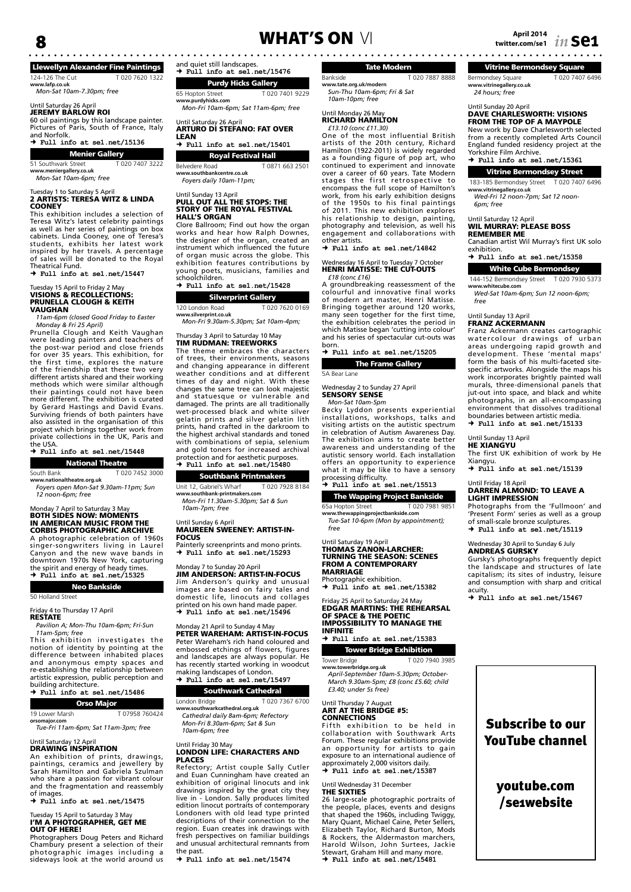### Llewellyn Alexander Fine Paintings

124-126 The Cut T 020 7620 1322
**www.lafp.co.uk**
*Mon-Sat 10am-7.30pm; free*

Until Saturday 26 April
**JEREMY BARLOW ROI**
60 oil paintings by this landscape painter. Pictures of Paris, South of France, Italy and Norfolk.
→ **Full info at se1.net/15136**

### Menier Gallery

51 Southwark Street T 020 7407 3222
**www.meniergallery.co.uk**
*Mon-Sat 10am-6pm; free*

Tuesday 1 to Saturday 5 April
**2 ARTISTS: TERESA WITZ & LINDA COONEY**
This exhibition includes a selection of Teresa Witz's latest celebrity paintings as well as her series of paintings on box cabinets. Linda Cooney, one of Teresa's students, exhibits her latest work inspired by her travels. A percentage of sales will be donated to the Royal Theatrical Fund.
→ **Full info at se1.net/15447**

Tuesday 15 April to Friday 2 May
**VISIONS & RECOLLECTIONS: PRUNELLA CLOUGH & KEITH VAUGHAN**
*11am-6pm (closed Good Friday to Easter Monday & Fri 25 April)*
Prunella Clough and Keith Vaughan were leading painters and teachers of the post-war period and close friends for over 35 years. This exhibition, for the first time, explores the nature of the friendship that these two very different artists shared and their working methods which were similar although their paintings could not have been more different. The exhibition is curated by Gerard Hastings and David Evans. Surviving friends of both painters have also assisted in the organisation of this project which brings together work from private collections in the UK, Paris and the USA.
→ **Full info at se1.net/15448**

### National Theatre

South Bank T 020 7452 3000
**www.nationaltheatre.org.uk**
*Foyers open Mon-Sat 9.30am-11pm; Sun 12 noon-6pm; free*

Monday 7 April to Saturday 3 May
**BOTH SIDES NOW: MOMENTS IN AMERICAN MUSIC FROM THE CORBIS PHOTOGRAPHIC ARCHIVE**
A photographic celebration of 1960s singer-songwriters living in Laurel Canyon and the new wave bands in downtown 1970s New York, capturing the spirit and energy of heady times.
→ **Full info at se1.net/15325**

### Neo Bankside

50 Holland Street

Friday 4 to Thursday 17 April
**RESTATE**
*Pavilion A; Mon-Thu 10am-6pm; Fri-Sun 11am-5pm; free*
This exhibition investigates the notion of identity by pointing at the difference between inhabited places and anonymous empty spaces and re-establishing the relationship between artistic expression, public perception and building architecture.
→ **Full info at se1.net/15486**

### Orso Major

19 Lower Marsh T 07958 760424
**orsomajor.com**
*Tue-Fri 11am-6pm; Sat 11am-3pm; free*

Until Saturday 12 April
**DRAWING INSPIRATION**
An exhibition of prints, drawings, paintings, ceramics and jewellery by Sarah Hamilton and Gabriela Szulman who share a passion for vibrant colour and the fragmentation and reassembly of images.
→ **Full info at se1.net/15475**

Tuesday 15 April to Saturday 3 May
**I'M A PHOTOGRAPHER, GET ME OUT OF HERE!**
Photographers Doug Peters and Richard Chambury present a selection of their photographic images including a sideways look at the world around us and quiet still landscapes.
→ **Full info at se1.net/15476**

### Purdy Hicks Gallery

65 Hopton Street T 020 7401 9229
**www.purdyhicks.com**
*Mon-Fri 10am-6pm; Sat 11am-6pm; free*

Until Saturday 26 April
**ARTURO DI STEFANO: FAT OVER LEAN**
→ **Full info at se1.net/15401**

### Royal Festival Hall

Belvedere Road T 0871 663 2501
**www.southbankcentre.co.uk**
*Foyers daily 10am-11pm;*

Until Sunday 13 April
**PULL OUT ALL THE STOPS: THE STORY OF THE ROYAL FESTIVAL HALL'S ORGAN**
Clore Ballroom; Find out how the organ works and hear how Ralph Downes, the designer of the organ, created an instrument which influenced the future of organ music across the globe. This exhibition features contributions by young poets, musicians, families and schoolchildren.
→ **Full info at se1.net/15428**

### Silverprint Gallery

120 London Road T 020 7620 0169
**www.silverprint.co.uk**
*Mon-Fri 9.30am-5.30pm; Sat 10am-4pm;*

Thursday 3 April to Saturday 10 May
**TIM RUDMAN: TREEWORKS**
The theme embraces the characters of trees, their environments, seasons and changing appearance in different weather conditions and at different times of day and night. With these changes the same tree can look majestic and statuesque or vulnerable and damaged. The prints are all traditionally wet-processed black and white silver gelatin prints and silver gelatin lith prints, hand crafted in the darkroom to the highest archival standards and toned with combinations of sepia, selenium and gold toners for increased archival protection and for aesthetic purposes.
→ **Full info at se1.net/15480**

### Southbank Printmakers

Unit 12, Gabriel's Wharf T 020 7928 8184
**www.southbank-printmakers.com**
*Mon-Fri 11.30am-5.30pm; Sat & Sun 10am-7pm; free*

Until Sunday 6 April
**MAUREEN SWEENEY: ARTIST-IN-FOCUS**
Painterly screenprints and mono prints.
→ **Full info at se1.net/15293**

Monday 7 to Sunday 20 April
**JIM ANDERSON: ARTIST-IN-FOCUS**
Jim Anderson's quirky and unusual images are based on fairy tales and domestic life, linocuts and collages printed on his own hand made paper.
→ **Full info at se1.net/15496**

Monday 21 April to Sunday 4 May
**PETER WAREHAM: ARTIST-IN-FOCUS**
Peter Wareham's rich hand coloured and embossed etchings of flowers, figures and landscapes are always popular. He has recently started working in woodcut making landscapes of London.
→ **Full info at se1.net/15497**

### Southwark Cathedral

London Bridge T 020 7367 6700
**www.southwarkcathedral.org.uk**
*Cathedral daily 8am-6pm; Refectory Mon-Fri 8.30am-6pm; Sat & Sun 10am-6pm; free*

Until Friday 30 May
**LONDON LIFE: CHARACTERS AND PLACES**
Refectory; Artist couple Sally Cutler and Euan Cunningham have created an exhibition of original linocuts and ink drawings inspired by the great city they live in – London. Sally produces limited edition linocut portraits of contemporary Londoners with old lead type printed descriptions of their connection to the region. Euan creates ink drawings with fresh perspectives on familiar buildings and unusual architectural remnants from the past.
→ **Full info at se1.net/15474**

### Tate Modern

Bankside T 020 7887 8888
**www.tate.org.uk/modern**
*Sun-Thu 10am-6pm; Fri & Sat 10am-10pm; free*

Until Monday 26 May
**RICHARD HAMILTON**
*£13.10 (conc £11.30)*
One of the most influential British artists of the 20th century, Richard Hamilton (1922-2011) is widely regarded as a founding figure of pop art, who continued to experiment and innovate over a career of 60 years. Tate Modern stages the first retrospective to encompass the full scope of Hamilton's work, from his early exhibition designs of the 1950s to his final paintings of 2011. This new exhibition explores his relationship to design, painting, photography and television, as well his engagement and collaborations with other artists.
→ **Full info at se1.net/14842**

Wednesday 16 April to Tuesday 7 October
**HENRI MATISSE: THE CUT-OUTS**
*£18 (conc £16)*
A groundbreaking reassessment of the colourful and innovative final works of modern art master, Henri Matisse. Bringing together around 120 works, many seen together for the first time, the exhibition celebrates the period in which Matisse began 'cutting into colour' and his series of spectacular cut-outs was born.
→ **Full info at se1.net/15205**

### The Frame Gallery

5A Bear Lane

Wednesday 2 to Sunday 27 April
**SENSORY SENSE**
*Mon-Sat 10am-5pm*
Becky Lyddon presents experiential installations, workshops, talks and visiting artists on the autistic spectrum in celebration of Autism Awareness Day. The exhibition aims to create better awareness and understanding of the autistic sensory world. Each installation offers an opportunity to experience what it may be like to have a sensory processing difficulty.
→ **Full info at se1.net/15513**

### The Wapping Project Bankside

65a Hopton Street T 020 7981 9851
**www.thewappingprojectbankside.com**
*Tue-Sat 10-6pm (Mon by appointment); free*

Until Saturday 19 April
**THOMAS ZANON-LARCHER: TURNING THE SEASON: SCENES FROM A CONTEMPORARY MARRIAGE**
Photographic exhibition.
→ **Full info at se1.net/15382**

Friday 25 April to Saturday 24 May
**EDGAR MARTINS: THE REHEARSAL OF SPACE & THE POETIC IMPOSSIBILITY TO MANAGE THE INFINITE**
→ **Full info at se1.net/15383**

### Tower Bridge Exhibition

Tower Bridge T 020 7940 3985
**www.towerbridge.org.uk**
*April-September 10am-5.30pm; October-March 9.30am-5pm; £8 (conc £5.60; child £3.40; under 5s free)*

Until Thursday 7 August
**ART AT THE BRIDGE #5: CONNECTIONS**
Fifth exhibition to be held in collaboration with Southwark Arts Forum. These regular exhibitions provide an opportunity for artists to gain exposure to an international audience of approximately 2,000 visitors daily.
→ **Full info at se1.net/15387**

Until Wednesday 31 December
**THE SIXTIES**
26 large-scale photographic portraits of the people, places, events and designs that shaped the 1960s, including Twiggy, Mary Quant, Michael Caine, Peter Sellers, Elizabeth Taylor, Richard Burton, Mods & Rockers, the Aldermaston marchers, Harold Wilson, John Surtees, Jackie Stewart, Graham Hill and many more.
→ **Full info at se1.net/15481**

### Vitrine Bermondsey Square

Bermondsey Square T 020 7407 6496
**www.vitrinegallery.co.uk**
*24 hours; free*

Until Sunday 20 April
**DAVE CHARLESWORTH: VISIONS FROM THE TOP OF A MAYPOLE**
New work by Dave Charlesworth selected from a recently completed Arts Council England funded residency project at the Yorkshire Film Archive.
→ **Full info at se1.net/15361**

### Vitrine Bermondsey Street

183-185 Bermondsey Street T 020 7407 6496
**www.vitrinegallery.co.uk**
*Wed-Fri 12 noon-7pm; Sat 12 noon-6pm; free*

Until Saturday 12 April
**WIL MURRAY: PLEASE BOSS REMEMBER ME**
Canadian artist Wil Murray's first UK solo exhibition.
→ **Full info at se1.net/15358**

### White Cube Bermondsey

144-152 Bermondsey Street T 020 7930 5373
**www.whitecube.com**
*Wed-Sat 10am-6pm; Sun 12 noon-6pm; free*

Until Sunday 13 April
**FRANZ ACKERMANN**
Franz Ackermann creates cartographic watercolour drawings of urban areas undergoing rapid growth and development. These 'mental maps' form the basis of his multi-faceted site-specific artworks. Alongside the maps his work incorporates brightly painted wall murals, three-dimensional panels that jut-out into space, and black and white photographs, in an all-encompassing environment that dissolves traditional boundaries between artistic media.
→ **Full info at se1.net/15133**

Until Sunday 13 April
**HE XIANGYU**
The first UK exhibition of work by He Xiangyu.
→ **Full info at se1.net/15139**

Until Friday 18 April
**DARREN ALMOND: TO LEAVE A LIGHT IMPRESSION**
Photographs from the 'Fullmoon' and 'Present Form' series as well as a group of small-scale bronze sculptures.
→ **Full info at se1.net/15119**

Wednesday 30 April to Sunday 6 July
**ANDREAS GURSKY**
Gursky's photographs frequently depict the landscape and structures of late capitalism; its sites of industry, leisure and consumption with sharp and critical acuity.
→ **Full info at se1.net/15467**

**Subscribe to our YouTube channel**

**youtube.com/se1website**